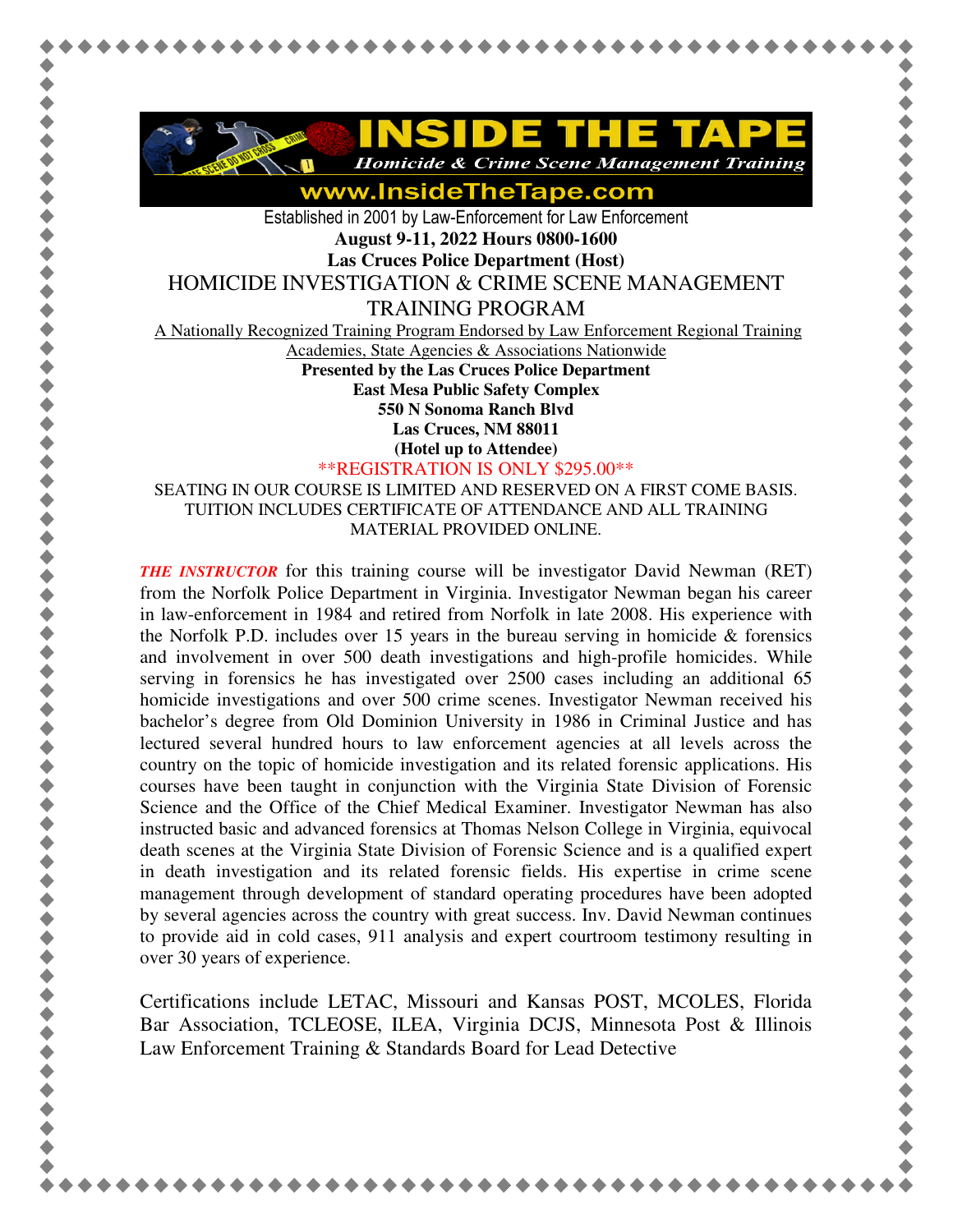# INSIDE THE TAPE

*Homicide & Crime Scene Management Training*

**www.InsideTheTape.com**

Established in 2001 by Law-Enforcement for Law Enforcement

**August 9-11, 2022 Hours 0800-1600**

**Las Cruces Police Department (Host)**

## HOMICIDE INVESTIGATION & CRIME SCENE MANAGEMENT TRAINING PROGRAM

A Nationally Recognized Training Program Endorsed by Law Enforcement Regional Training Academies, State Agencies & Associations Nationwide

**Presented by the Las Cruces Police Department**
**East Mesa Public Safety Complex**
**550 N Sonoma Ranch Blvd**
**Las Cruces, NM 88011**
**(Hotel up to Attendee)**

**REGISTRATION IS ONLY $295.00**

SEATING IN OUR COURSE IS LIMITED AND RESERVED ON A FIRST COME BASIS. TUITION INCLUDES CERTIFICATE OF ATTENDANCE AND ALL TRAINING MATERIAL PROVIDED ONLINE.

***THE INSTRUCTOR*** for this training course will be investigator David Newman (RET) from the Norfolk Police Department in Virginia. Investigator Newman began his career in law-enforcement in 1984 and retired from Norfolk in late 2008. His experience with the Norfolk P.D. includes over 15 years in the bureau serving in homicide & forensics and involvement in over 500 death investigations and high-profile homicides. While serving in forensics he has investigated over 2500 cases including an additional 65 homicide investigations and over 500 crime scenes. Investigator Newman received his bachelor's degree from Old Dominion University in 1986 in Criminal Justice and has lectured several hundred hours to law enforcement agencies at all levels across the country on the topic of homicide investigation and its related forensic applications. His courses have been taught in conjunction with the Virginia State Division of Forensic Science and the Office of the Chief Medical Examiner. Investigator Newman has also instructed basic and advanced forensics at Thomas Nelson College in Virginia, equivocal death scenes at the Virginia State Division of Forensic Science and is a qualified expert in death investigation and its related forensic fields. His expertise in crime scene management through development of standard operating procedures have been adopted by several agencies across the country with great success. Inv. David Newman continues to provide aid in cold cases, 911 analysis and expert courtroom testimony resulting in over 30 years of experience.

Certifications include LETAC, Missouri and Kansas POST, MCOLES, Florida Bar Association, TCLEOSE, ILEA, Virginia DCJS, Minnesota Post & Illinois Law Enforcement Training & Standards Board for Lead Detective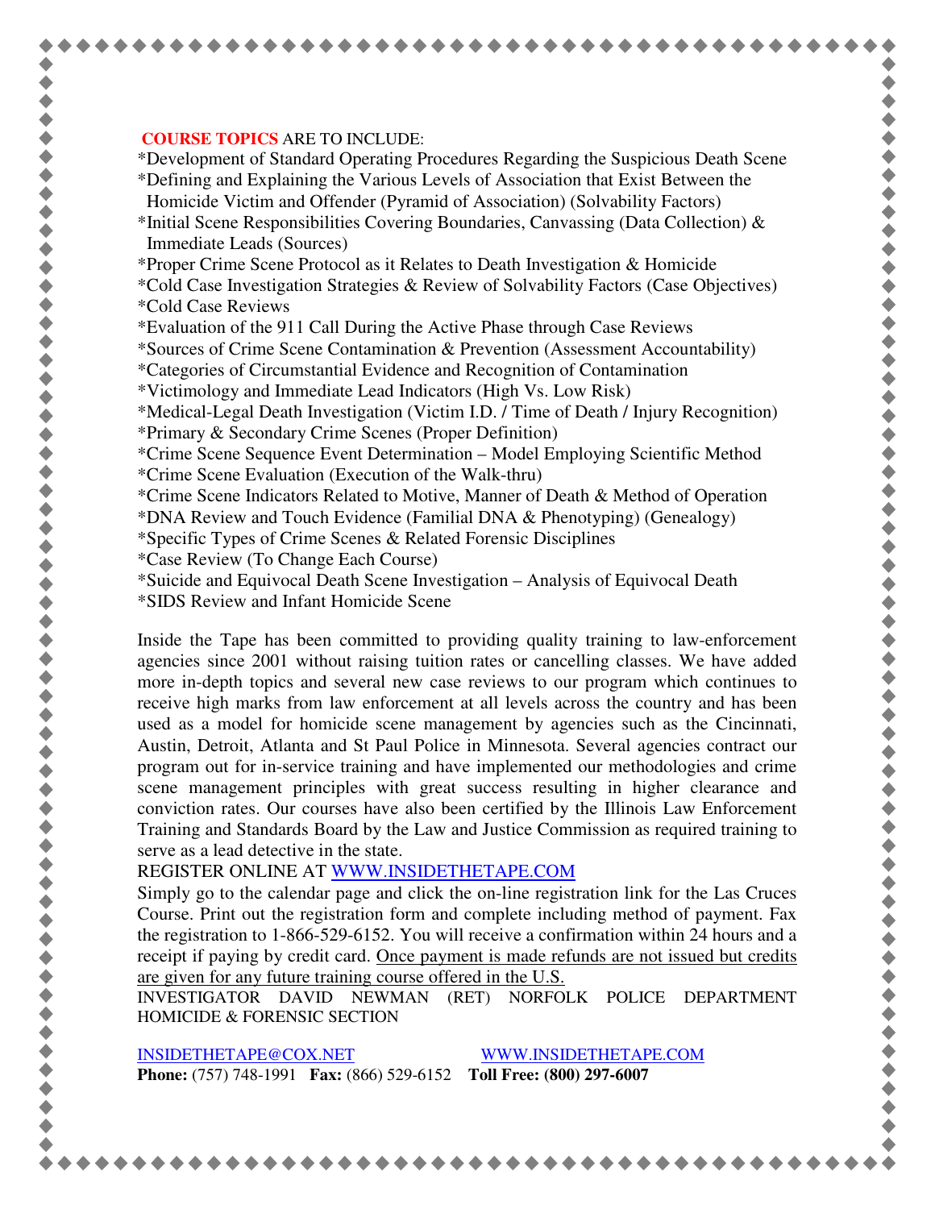**COURSE TOPICS** ARE TO INCLUDE:

*Development of Standard Operating Procedures Regarding the Suspicious Death Scene
*Defining and Explaining the Various Levels of Association that Exist Between the Homicide Victim and Offender (Pyramid of Association) (Solvability Factors)
*Initial Scene Responsibilities Covering Boundaries, Canvassing (Data Collection) & Immediate Leads (Sources)
*Proper Crime Scene Protocol as it Relates to Death Investigation & Homicide
*Cold Case Investigation Strategies & Review of Solvability Factors (Case Objectives)
*Cold Case Reviews
*Evaluation of the 911 Call During the Active Phase through Case Reviews
*Sources of Crime Scene Contamination & Prevention (Assessment Accountability)
*Categories of Circumstantial Evidence and Recognition of Contamination
*Victimology and Immediate Lead Indicators (High Vs. Low Risk)
*Medical-Legal Death Investigation (Victim I.D. / Time of Death / Injury Recognition)
*Primary & Secondary Crime Scenes (Proper Definition)
*Crime Scene Sequence Event Determination – Model Employing Scientific Method
*Crime Scene Evaluation (Execution of the Walk-thru)
*Crime Scene Indicators Related to Motive, Manner of Death & Method of Operation
*DNA Review and Touch Evidence (Familial DNA & Phenotyping) (Genealogy)
*Specific Types of Crime Scenes & Related Forensic Disciplines
*Case Review (To Change Each Course)
*Suicide and Equivocal Death Scene Investigation – Analysis of Equivocal Death
*SIDS Review and Infant Homicide Scene

Inside the Tape has been committed to providing quality training to law-enforcement agencies since 2001 without raising tuition rates or cancelling classes. We have added more in-depth topics and several new case reviews to our program which continues to receive high marks from law enforcement at all levels across the country and has been used as a model for homicide scene management by agencies such as the Cincinnati, Austin, Detroit, Atlanta and St Paul Police in Minnesota. Several agencies contract our program out for in-service training and have implemented our methodologies and crime scene management principles with great success resulting in higher clearance and conviction rates. Our courses have also been certified by the Illinois Law Enforcement Training and Standards Board by the Law and Justice Commission as required training to serve as a lead detective in the state.

REGISTER ONLINE AT WWW.INSIDETHETAPE.COM

Simply go to the calendar page and click the on-line registration link for the Las Cruces Course. Print out the registration form and complete including method of payment. Fax the registration to 1-866-529-6152. You will receive a confirmation within 24 hours and a receipt if paying by credit card. <u>Once payment is made refunds are not issued but credits are given for any future training course offered in the U.S.</u>

INVESTIGATOR DAVID NEWMAN (RET) NORFOLK POLICE DEPARTMENT HOMICIDE & FORENSIC SECTION

INSIDETHETAPE@COX.NET WWW.INSIDETHETAPE.COM

**Phone:** (757) 748-1991 **Fax:** (866) 529-6152 **Toll Free: (800) 297-6007**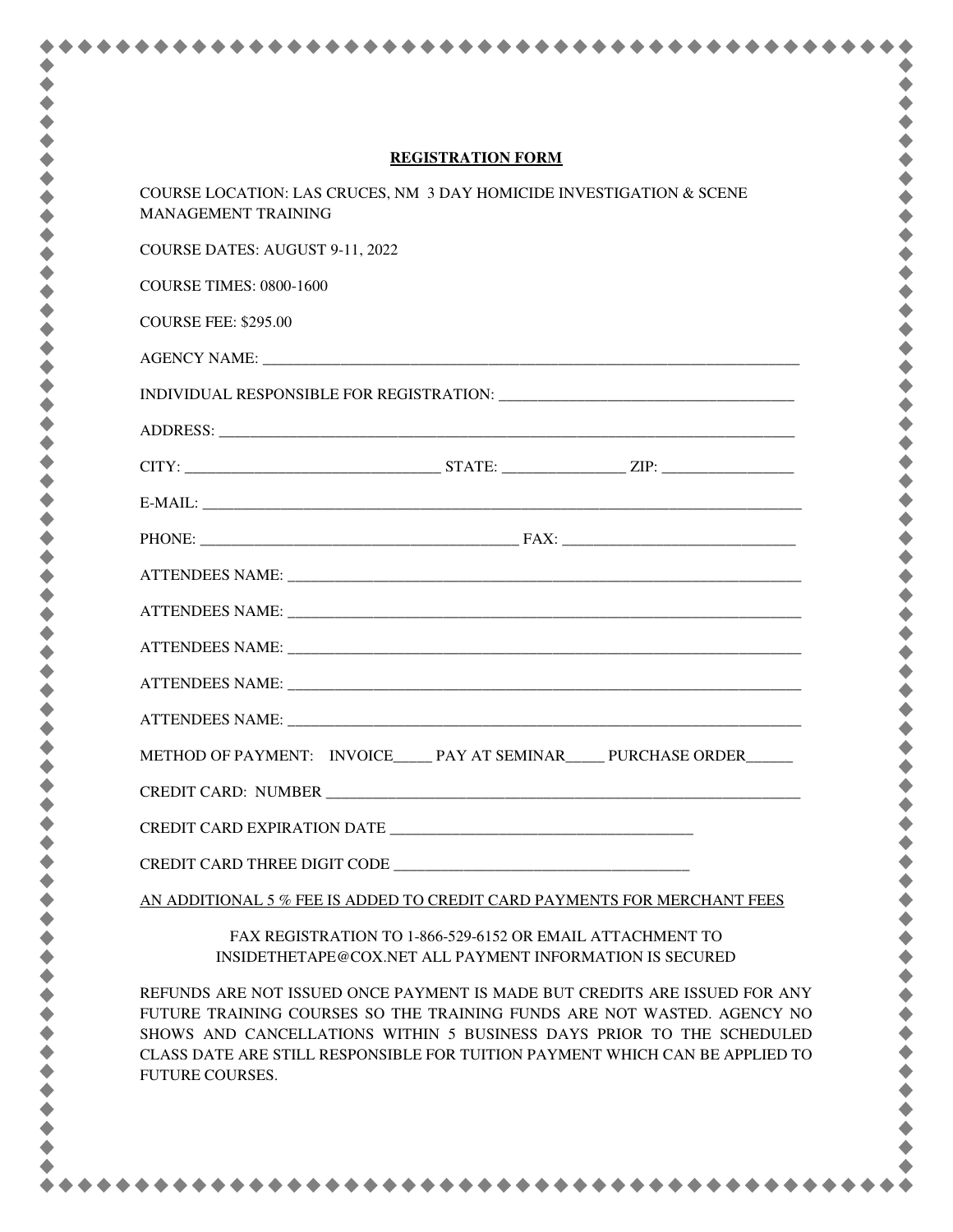**REGISTRATION FORM**

COURSE LOCATION: LAS CRUCES, NM 3 DAY HOMICIDE INVESTIGATION & SCENE MANAGEMENT TRAINING

COURSE DATES: AUGUST 9-11, 2022

COURSE TIMES: 0800-1600

COURSE FEE: $295.00

AGENCY NAME: ______________________________________________________________________

INDIVIDUAL RESPONSIBLE FOR REGISTRATION: ____________________________________

ADDRESS: __________________________________________________________________________

CITY: ________________________________ STATE: _______________ ZIP: ________________

E-MAIL: ___________________________________________________________________________

PHONE: ________________________________________ FAX: ______________________________

ATTENDEES NAME: __________________________________________________________________

ATTENDEES NAME: __________________________________________________________________

ATTENDEES NAME: __________________________________________________________________

ATTENDEES NAME: __________________________________________________________________

ATTENDEES NAME: __________________________________________________________________

METHOD OF PAYMENT: INVOICE_____ PAY AT SEMINAR_____ PURCHASE ORDER______

CREDIT CARD: NUMBER _______________________________________________________________

CREDIT CARD EXPIRATION DATE ______________________________________

CREDIT CARD THREE DIGIT CODE _____________________________________

<u>AN ADDITIONAL 5 % FEE IS ADDED TO CREDIT CARD PAYMENTS FOR MERCHANT FEES</u>

FAX REGISTRATION TO 1-866-529-6152 OR EMAIL ATTACHMENT TO INSIDETHETAPE@COX.NET ALL PAYMENT INFORMATION IS SECURED

REFUNDS ARE NOT ISSUED ONCE PAYMENT IS MADE BUT CREDITS ARE ISSUED FOR ANY FUTURE TRAINING COURSES SO THE TRAINING FUNDS ARE NOT WASTED. AGENCY NO SHOWS AND CANCELLATIONS WITHIN 5 BUSINESS DAYS PRIOR TO THE SCHEDULED CLASS DATE ARE STILL RESPONSIBLE FOR TUITION PAYMENT WHICH CAN BE APPLIED TO FUTURE COURSES.